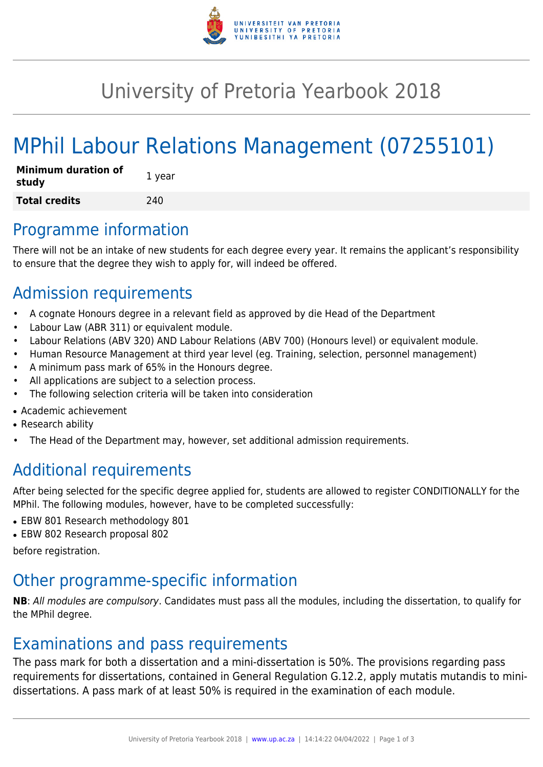# University of Pretoria Yearbook 2018

# MPhil Labour Relations Management (07255101)

| **Minimum duration of study** | 1 year |
|---|---|
| **Total credits** | 240 |

## Programme information

There will not be an intake of new students for each degree every year. It remains the applicant's responsibility to ensure that the degree they wish to apply for, will indeed be offered.

## Admission requirements

- A cognate Honours degree in a relevant field as approved by die Head of the Department
- Labour Law (ABR 311) or equivalent module.
- Labour Relations (ABV 320) AND Labour Relations (ABV 700) (Honours level) or equivalent module.
- Human Resource Management at third year level (eg. Training, selection, personnel management)
- A minimum pass mark of 65% in the Honours degree.
- All applications are subject to a selection process.
- The following selection criteria will be taken into consideration
  - Academic achievement
  - Research ability
- The Head of the Department may, however, set additional admission requirements.

## Additional requirements

After being selected for the specific degree applied for, students are allowed to register CONDITIONALLY for the MPhil. The following modules, however, have to be completed successfully:

- EBW 801 Research methodology 801
- EBW 802 Research proposal 802

before registration.

## Other programme-specific information

**NB**: *All modules are compulsory*. Candidates must pass all the modules, including the dissertation, to qualify for the MPhil degree.

## Examinations and pass requirements

The pass mark for both a dissertation and a mini-dissertation is 50%. The provisions regarding pass requirements for dissertations, contained in General Regulation G.12.2, apply mutatis mutandis to mini-dissertations. A pass mark of at least 50% is required in the examination of each module.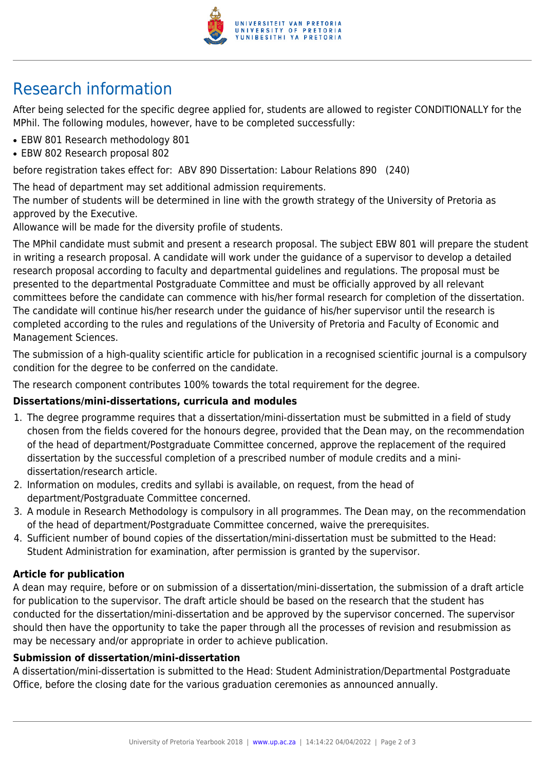# Research information

After being selected for the specific degree applied for, students are allowed to register CONDITIONALLY for the MPhil. The following modules, however, have to be completed successfully:

- EBW 801 Research methodology 801
- EBW 802 Research proposal 802

before registration takes effect for: ABV 890 Dissertation: Labour Relations 890 (240)

The head of department may set additional admission requirements.
The number of students will be determined in line with the growth strategy of the University of Pretoria as approved by the Executive.
Allowance will be made for the diversity profile of students.

The MPhil candidate must submit and present a research proposal. The subject EBW 801 will prepare the student in writing a research proposal. A candidate will work under the guidance of a supervisor to develop a detailed research proposal according to faculty and departmental guidelines and regulations. The proposal must be presented to the departmental Postgraduate Committee and must be officially approved by all relevant committees before the candidate can commence with his/her formal research for completion of the dissertation. The candidate will continue his/her research under the guidance of his/her supervisor until the research is completed according to the rules and regulations of the University of Pretoria and Faculty of Economic and Management Sciences.

The submission of a high-quality scientific article for publication in a recognised scientific journal is a compulsory condition for the degree to be conferred on the candidate.

The research component contributes 100% towards the total requirement for the degree.

### Dissertations/mini-dissertations, curricula and modules

1. The degree programme requires that a dissertation/mini-dissertation must be submitted in a field of study chosen from the fields covered for the honours degree, provided that the Dean may, on the recommendation of the head of department/Postgraduate Committee concerned, approve the replacement of the required dissertation by the successful completion of a prescribed number of module credits and a mini-dissertation/research article.
2. Information on modules, credits and syllabi is available, on request, from the head of department/Postgraduate Committee concerned.
3. A module in Research Methodology is compulsory in all programmes. The Dean may, on the recommendation of the head of department/Postgraduate Committee concerned, waive the prerequisites.
4. Sufficient number of bound copies of the dissertation/mini-dissertation must be submitted to the Head: Student Administration for examination, after permission is granted by the supervisor.

### Article for publication

A dean may require, before or on submission of a dissertation/mini-dissertation, the submission of a draft article for publication to the supervisor. The draft article should be based on the research that the student has conducted for the dissertation/mini-dissertation and be approved by the supervisor concerned. The supervisor should then have the opportunity to take the paper through all the processes of revision and resubmission as may be necessary and/or appropriate in order to achieve publication.

### Submission of dissertation/mini-dissertation

A dissertation/mini-dissertation is submitted to the Head: Student Administration/Departmental Postgraduate Office, before the closing date for the various graduation ceremonies as announced annually.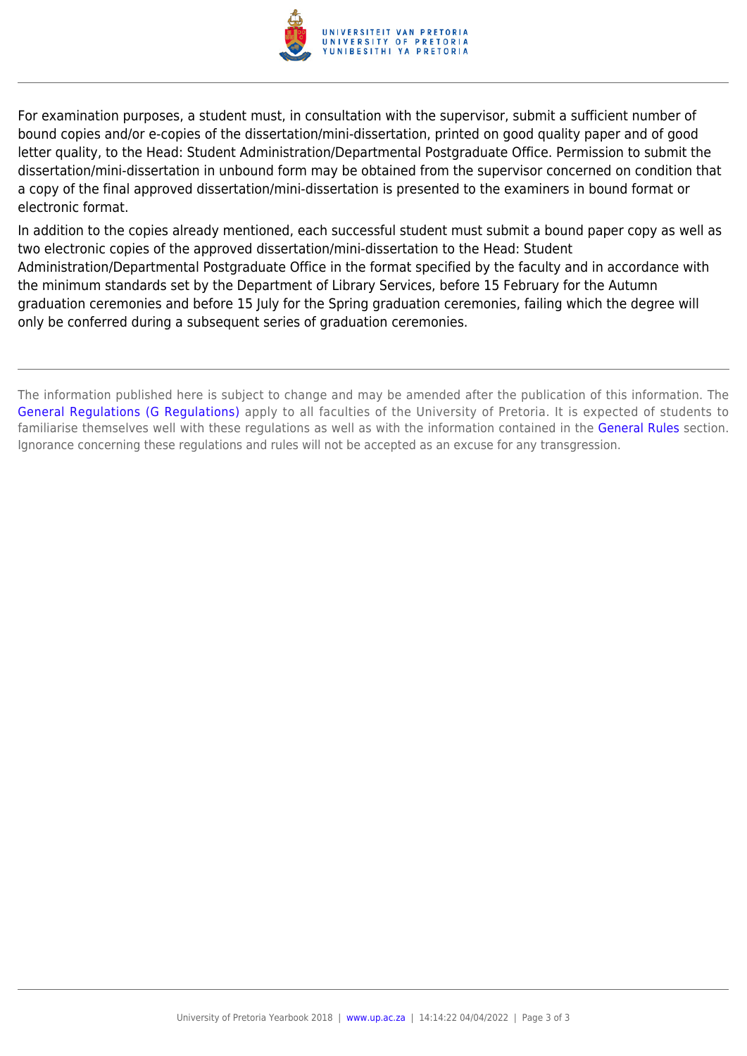For examination purposes, a student must, in consultation with the supervisor, submit a sufficient number of bound copies and/or e-copies of the dissertation/mini-dissertation, printed on good quality paper and of good letter quality, to the Head: Student Administration/Departmental Postgraduate Office. Permission to submit the dissertation/mini-dissertation in unbound form may be obtained from the supervisor concerned on condition that a copy of the final approved dissertation/mini-dissertation is presented to the examiners in bound format or electronic format.

In addition to the copies already mentioned, each successful student must submit a bound paper copy as well as two electronic copies of the approved dissertation/mini-dissertation to the Head: Student Administration/Departmental Postgraduate Office in the format specified by the faculty and in accordance with the minimum standards set by the Department of Library Services, before 15 February for the Autumn graduation ceremonies and before 15 July for the Spring graduation ceremonies, failing which the degree will only be conferred during a subsequent series of graduation ceremonies.

---

The information published here is subject to change and may be amended after the publication of this information. The General Regulations (G Regulations) apply to all faculties of the University of Pretoria. It is expected of students to familiarise themselves well with these regulations as well as with the information contained in the General Rules section. Ignorance concerning these regulations and rules will not be accepted as an excuse for any transgression.